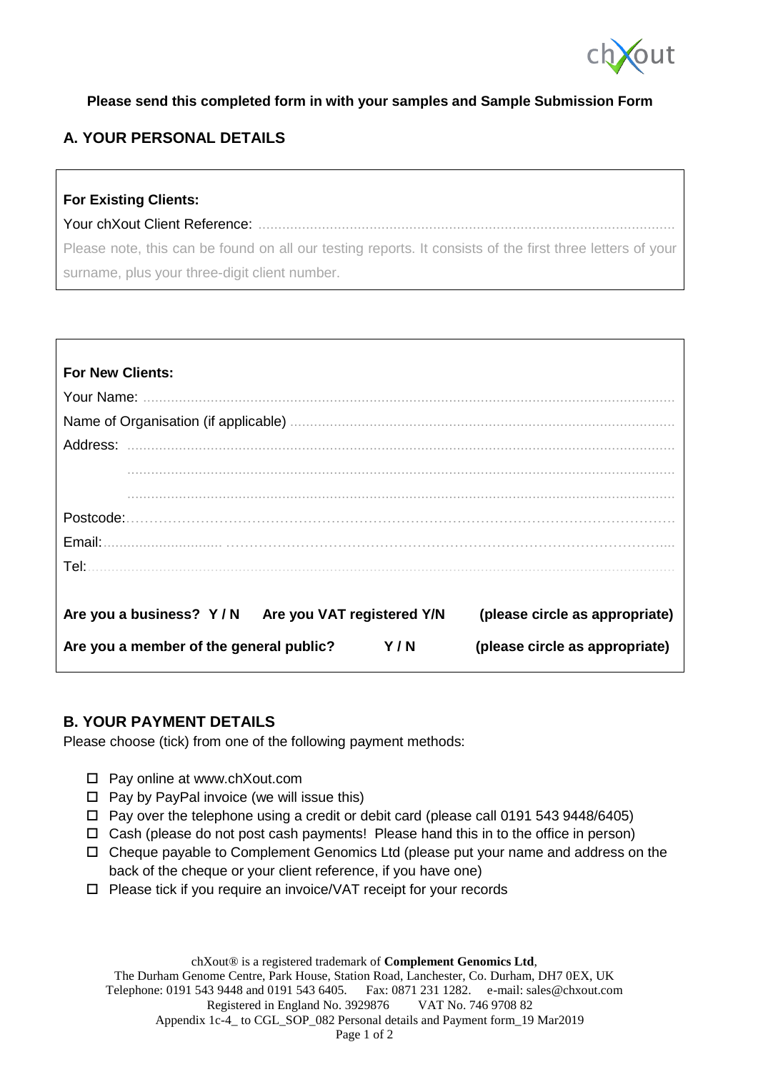**Please send this completed form in with your samples and Sample Submission Form**

## A. YOUR PERSONAL DETAILS

**For Existing Clients:**

Your chXout Client Reference: ..........................................................................................................

Please note, this can be found on all our testing reports. It consists of the first three letters of your surname, plus your three-digit client number.

**For New Clients:**

Your Name: ..........................................................................................................................................

Name of Organisation (if applicable) ..................................................................................................

Address: ..............................................................................................................................................

..............................................................................................................................................

..............................................................................................................................................

Postcode:..............................................................................................................................................

Email:..................................................................................................................................................

Tel:.......................................................................................................................................................

**Are you a business? Y / N  Are you VAT registered Y/N  (please circle as appropriate)**

**Are you a member of the general public?  Y / N  (please circle as appropriate)**

## B. YOUR PAYMENT DETAILS

Please choose (tick) from one of the following payment methods:

- ☐ Pay online at www.chXout.com
- ☐ Pay by PayPal invoice (we will issue this)
- ☐ Pay over the telephone using a credit or debit card (please call 0191 543 9448/6405)
- ☐ Cash (please do not post cash payments! Please hand this in to the office in person)
- ☐ Cheque payable to Complement Genomics Ltd (please put your name and address on the back of the cheque or your client reference, if you have one)
- ☐ Please tick if you require an invoice/VAT receipt for your records

chXout® is a registered trademark of **Complement Genomics Ltd**,
The Durham Genome Centre, Park House, Station Road, Lanchester, Co. Durham, DH7 0EX, UK
Telephone: 0191 543 9448 and 0191 543 6405. Fax: 0871 231 1282. e-mail: sales@chxout.com
Registered in England No. 3929876 VAT No. 746 9708 82
Appendix 1c-4_ to CGL_SOP_082 Personal details and Payment form_19 Mar2019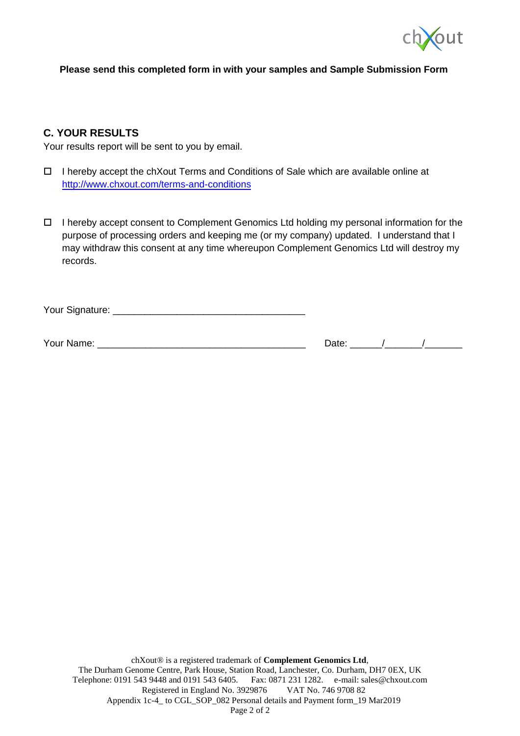**Please send this completed form in with your samples and Sample Submission Form**

## C. YOUR RESULTS

Your results report will be sent to you by email.

- ☐ I hereby accept the chXout Terms and Conditions of Sale which are available online at [http://www.chxout.com/terms-and-conditions](http://www.chxout.com/terms-and-conditions)

- ☐ I hereby accept consent to Complement Genomics Ltd holding my personal information for the purpose of processing orders and keeping me (or my company) updated. I understand that I may withdraw this consent at any time whereupon Complement Genomics Ltd will destroy my records.

Your Signature: ___________________________________

Your Name: ______________________________________ Date: ______/_______/_______

chXout® is a registered trademark of **Complement Genomics Ltd**,
The Durham Genome Centre, Park House, Station Road, Lanchester, Co. Durham, DH7 0EX, UK
Telephone: 0191 543 9448 and 0191 543 6405. Fax: 0871 231 1282. e-mail: sales@chxout.com
Registered in England No. 3929876 VAT No. 746 9708 82
Appendix 1c-4_ to CGL_SOP_082 Personal details and Payment form_19 Mar2019